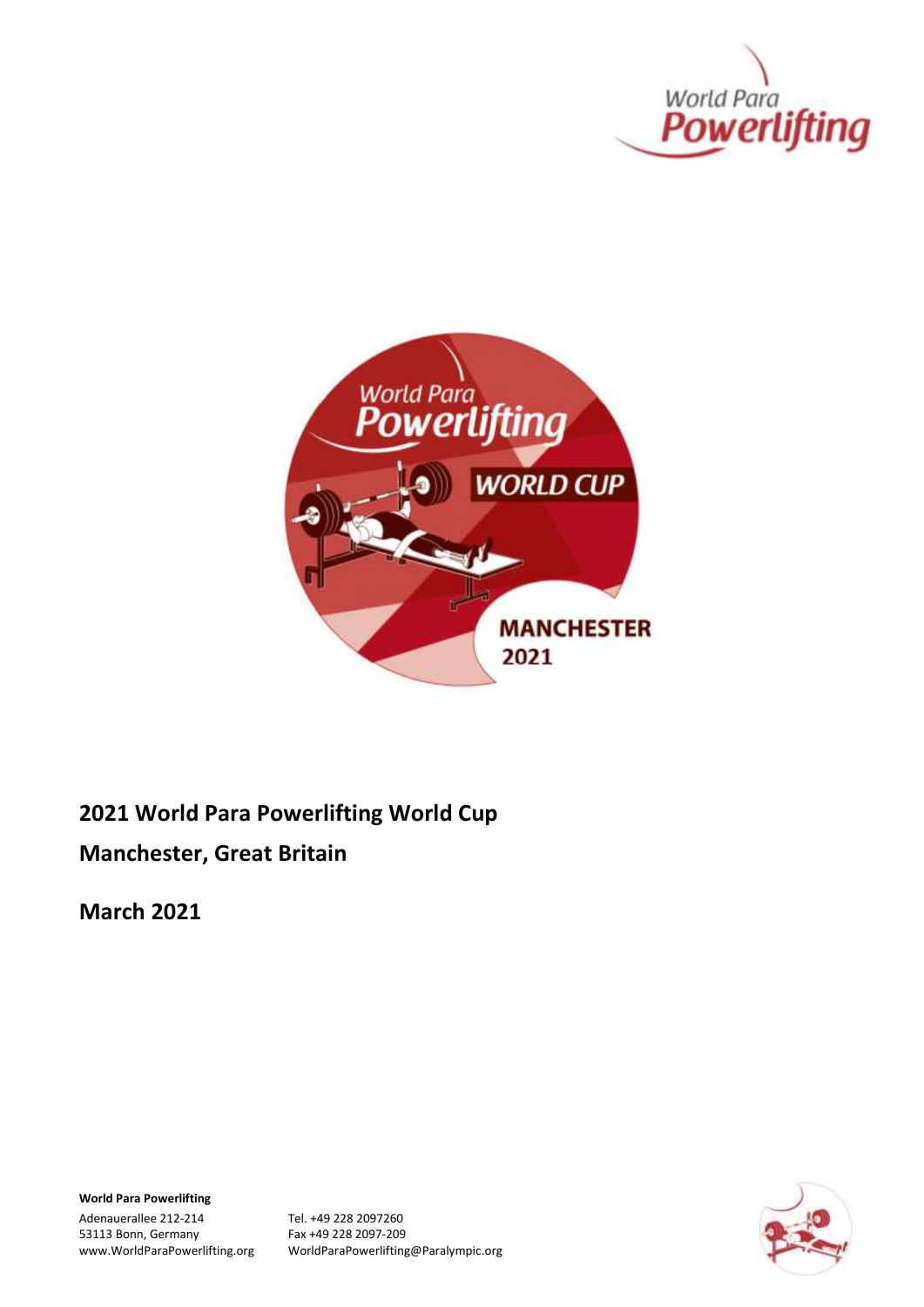**2021 World Para Powerlifting World Cup**

**Manchester, Great Britain**

**March 2021**

**World Para Powerlifting**

Adenauerallee 212-214
53113 Bonn, Germany
www.WorldParaPowerlifting.org

Tel. +49 228 2097260
Fax +49 228 2097-209
WorldParaPowerlifting@Paralympic.org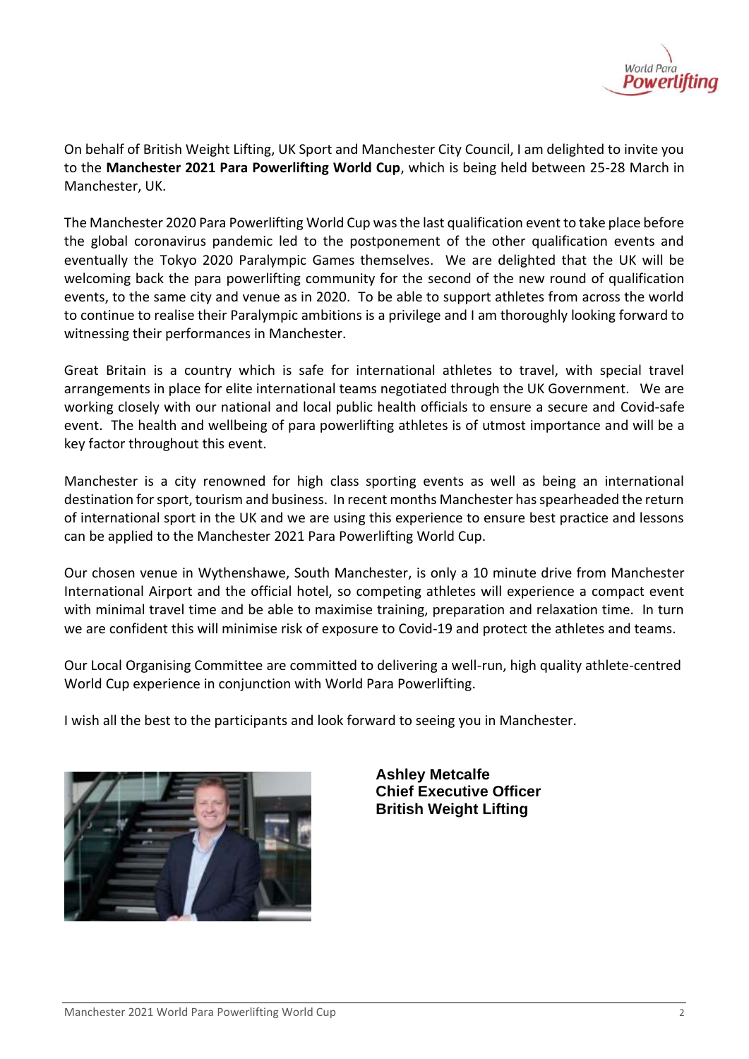On behalf of British Weight Lifting, UK Sport and Manchester City Council, I am delighted to invite you to the **Manchester 2021 Para Powerlifting World Cup**, which is being held between 25-28 March in Manchester, UK.

The Manchester 2020 Para Powerlifting World Cup was the last qualification event to take place before the global coronavirus pandemic led to the postponement of the other qualification events and eventually the Tokyo 2020 Paralympic Games themselves. We are delighted that the UK will be welcoming back the para powerlifting community for the second of the new round of qualification events, to the same city and venue as in 2020. To be able to support athletes from across the world to continue to realise their Paralympic ambitions is a privilege and I am thoroughly looking forward to witnessing their performances in Manchester.

Great Britain is a country which is safe for international athletes to travel, with special travel arrangements in place for elite international teams negotiated through the UK Government. We are working closely with our national and local public health officials to ensure a secure and Covid-safe event. The health and wellbeing of para powerlifting athletes is of utmost importance and will be a key factor throughout this event.

Manchester is a city renowned for high class sporting events as well as being an international destination for sport, tourism and business. In recent months Manchester has spearheaded the return of international sport in the UK and we are using this experience to ensure best practice and lessons can be applied to the Manchester 2021 Para Powerlifting World Cup.

Our chosen venue in Wythenshawe, South Manchester, is only a 10 minute drive from Manchester International Airport and the official hotel, so competing athletes will experience a compact event with minimal travel time and be able to maximise training, preparation and relaxation time. In turn we are confident this will minimise risk of exposure to Covid-19 and protect the athletes and teams.

Our Local Organising Committee are committed to delivering a well-run, high quality athlete-centred World Cup experience in conjunction with World Para Powerlifting.

I wish all the best to the participants and look forward to seeing you in Manchester.

**Ashley Metcalfe**
**Chief Executive Officer**
**British Weight Lifting**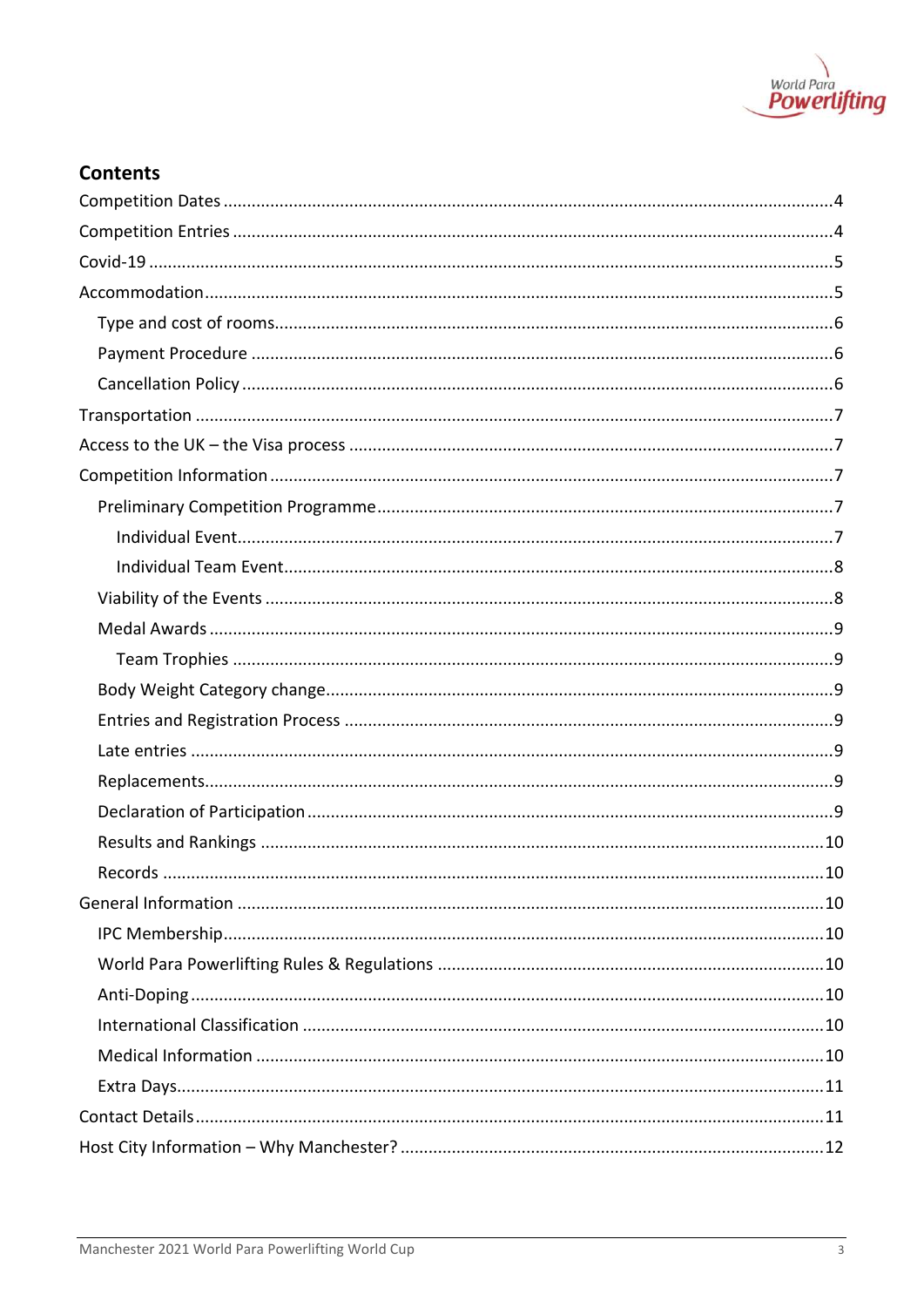## Contents

- Competition Dates ... 4
- Competition Entries ... 4
- Covid-19 ... 5
- Accommodation ... 5
  - Type and cost of rooms ... 6
  - Payment Procedure ... 6
  - Cancellation Policy ... 6
- Transportation ... 7
- Access to the UK – the Visa process ... 7
- Competition Information ... 7
  - Preliminary Competition Programme ... 7
    - Individual Event ... 7
    - Individual Team Event ... 8
  - Viability of the Events ... 8
  - Medal Awards ... 9
    - Team Trophies ... 9
  - Body Weight Category change ... 9
  - Entries and Registration Process ... 9
  - Late entries ... 9
  - Replacements ... 9
  - Declaration of Participation ... 9
  - Results and Rankings ... 10
  - Records ... 10
- General Information ... 10
  - IPC Membership ... 10
  - World Para Powerlifting Rules & Regulations ... 10
  - Anti-Doping ... 10
  - International Classification ... 10
  - Medical Information ... 10
  - Extra Days ... 11
- Contact Details ... 11
- Host City Information – Why Manchester? ... 12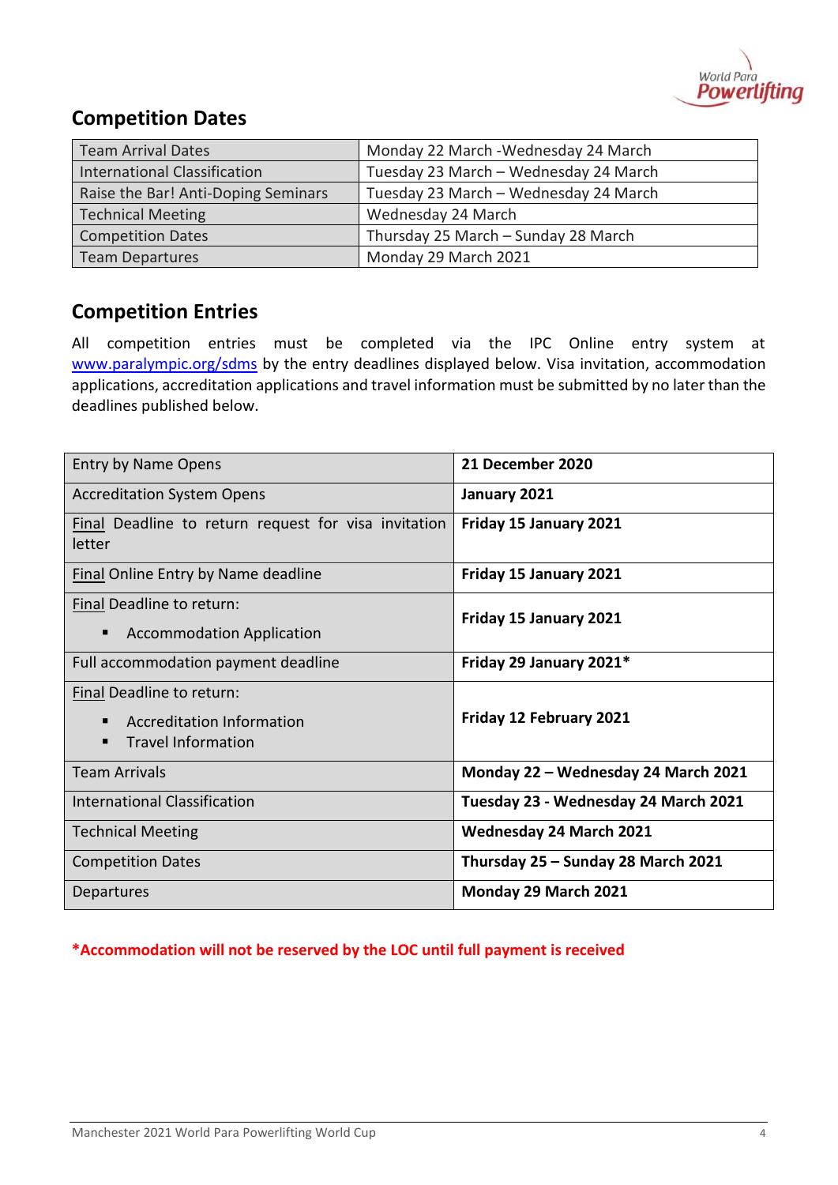## Competition Dates

| Team Arrival Dates | Monday 22 March -Wednesday 24 March |
|---|---|
| International Classification | Tuesday 23 March – Wednesday 24 March |
| Raise the Bar! Anti-Doping Seminars | Tuesday 23 March – Wednesday 24 March |
| Technical Meeting | Wednesday 24 March |
| Competition Dates | Thursday 25 March – Sunday 28 March |
| Team Departures | Monday 29 March 2021 |

## Competition Entries

All competition entries must be completed via the IPC Online entry system at www.paralympic.org/sdms by the entry deadlines displayed below. Visa invitation, accommodation applications, accreditation applications and travel information must be submitted by no later than the deadlines published below.

| Entry by Name Opens | **21 December 2020** |
|---|---|
| Accreditation System Opens | **January 2021** |
| Final Deadline to return request for visa invitation letter | **Friday 15 January 2021** |
| Final Online Entry by Name deadline | **Friday 15 January 2021** |
| Final Deadline to return:<br>▪ Accommodation Application | **Friday 15 January 2021** |
| Full accommodation payment deadline | **Friday 29 January 2021*** |
| Final Deadline to return:<br>▪ Accreditation Information<br>▪ Travel Information | **Friday 12 February 2021** |
| Team Arrivals | **Monday 22 – Wednesday 24 March 2021** |
| International Classification | **Tuesday 23 - Wednesday 24 March 2021** |
| Technical Meeting | **Wednesday 24 March 2021** |
| Competition Dates | **Thursday 25 – Sunday 28 March 2021** |
| Departures | **Monday 29 March 2021** |

***Accommodation will not be reserved by the LOC until full payment is received**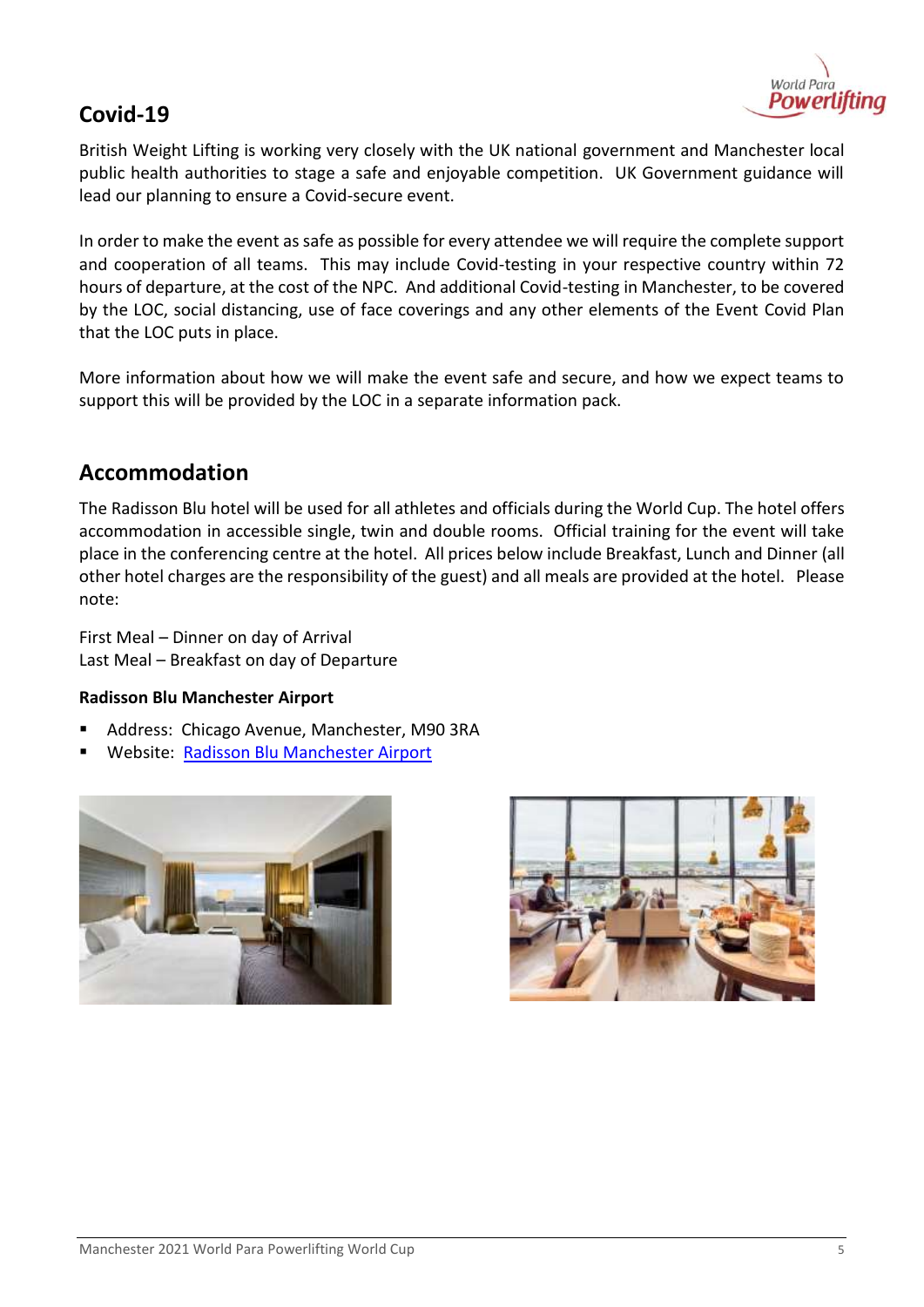## Covid-19

British Weight Lifting is working very closely with the UK national government and Manchester local public health authorities to stage a safe and enjoyable competition. UK Government guidance will lead our planning to ensure a Covid-secure event.

In order to make the event as safe as possible for every attendee we will require the complete support and cooperation of all teams. This may include Covid-testing in your respective country within 72 hours of departure, at the cost of the NPC. And additional Covid-testing in Manchester, to be covered by the LOC, social distancing, use of face coverings and any other elements of the Event Covid Plan that the LOC puts in place.

More information about how we will make the event safe and secure, and how we expect teams to support this will be provided by the LOC in a separate information pack.

## Accommodation

The Radisson Blu hotel will be used for all athletes and officials during the World Cup. The hotel offers accommodation in accessible single, twin and double rooms. Official training for the event will take place in the conferencing centre at the hotel. All prices below include Breakfast, Lunch and Dinner (all other hotel charges are the responsibility of the guest) and all meals are provided at the hotel. Please note:

First Meal – Dinner on day of Arrival
Last Meal – Breakfast on day of Departure

**Radisson Blu Manchester Airport**

- Address: Chicago Avenue, Manchester, M90 3RA
- Website: Radisson Blu Manchester Airport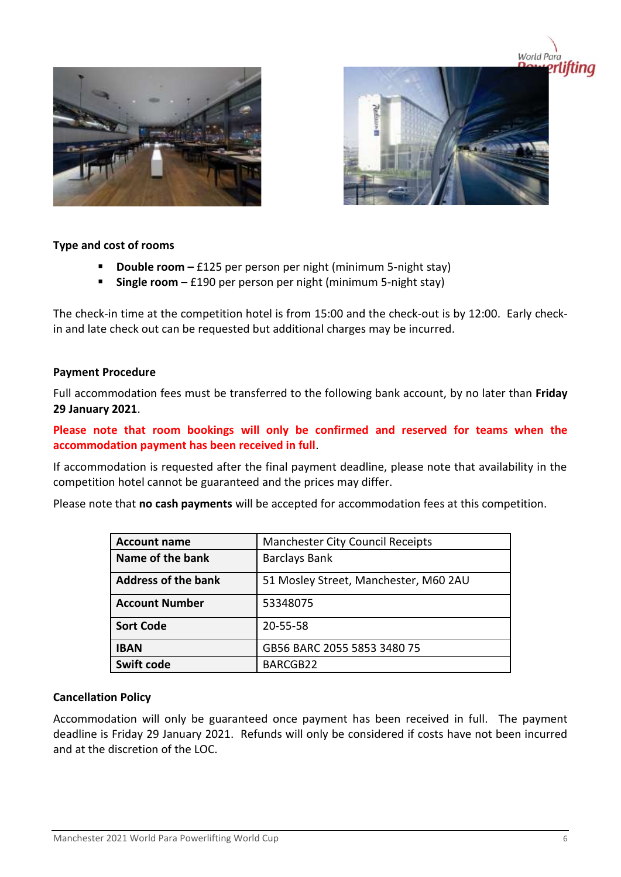**Type and cost of rooms**

- **Double room –** £125 per person per night (minimum 5-night stay)
- **Single room –** £190 per person per night (minimum 5-night stay)

The check-in time at the competition hotel is from 15:00 and the check-out is by 12:00. Early check-in and late check out can be requested but additional charges may be incurred.

**Payment Procedure**

Full accommodation fees must be transferred to the following bank account, by no later than **Friday 29 January 2021**.

**Please note that room bookings will only be confirmed and reserved for teams when the accommodation payment has been received in full**.

If accommodation is requested after the final payment deadline, please note that availability in the competition hotel cannot be guaranteed and the prices may differ.

Please note that **no cash payments** will be accepted for accommodation fees at this competition.

| **Account name** | Manchester City Council Receipts |
|---|---|
| **Name of the bank** | Barclays Bank |
| **Address of the bank** | 51 Mosley Street, Manchester, M60 2AU |
| **Account Number** | 53348075 |
| **Sort Code** | 20-55-58 |
| **IBAN** | GB56 BARC 2055 5853 3480 75 |
| **Swift code** | BARCGB22 |

**Cancellation Policy**

Accommodation will only be guaranteed once payment has been received in full. The payment deadline is Friday 29 January 2021. Refunds will only be considered if costs have not been incurred and at the discretion of the LOC.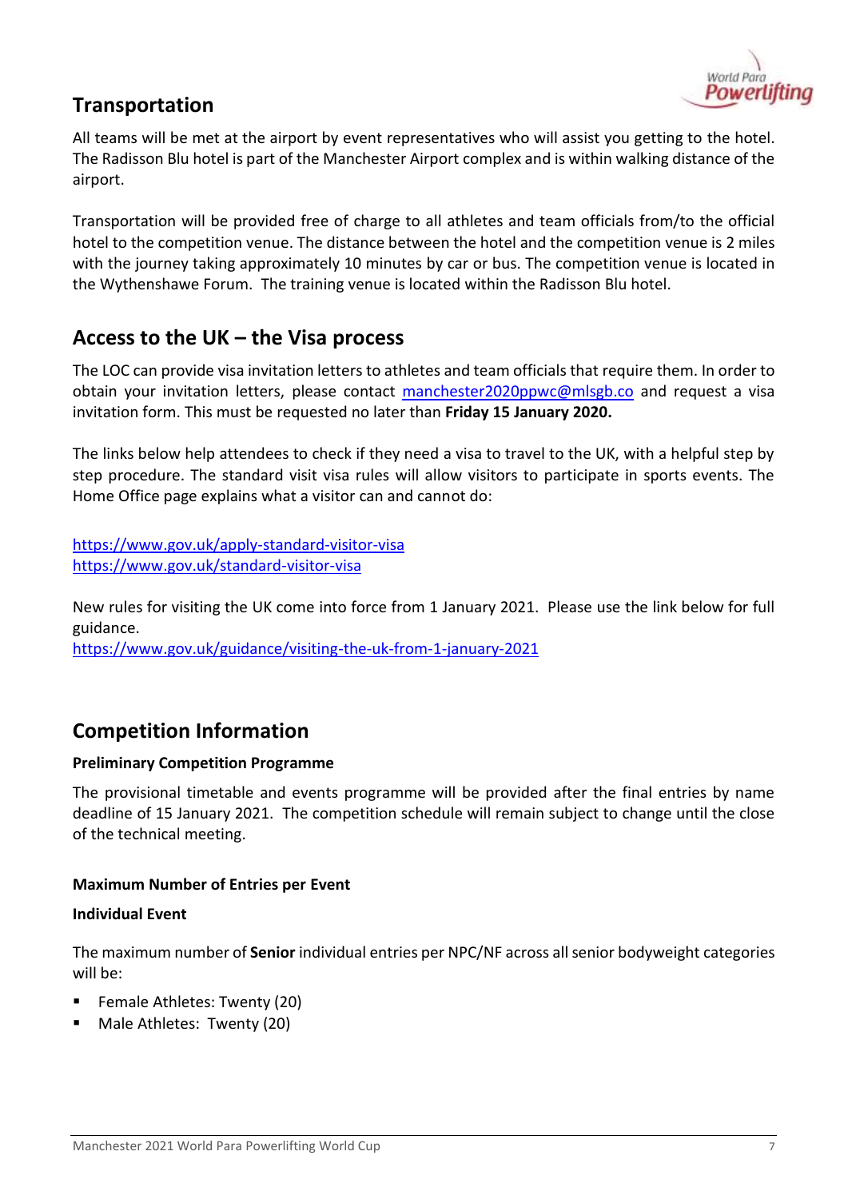## Transportation

All teams will be met at the airport by event representatives who will assist you getting to the hotel. The Radisson Blu hotel is part of the Manchester Airport complex and is within walking distance of the airport.

Transportation will be provided free of charge to all athletes and team officials from/to the official hotel to the competition venue. The distance between the hotel and the competition venue is 2 miles with the journey taking approximately 10 minutes by car or bus. The competition venue is located in the Wythenshawe Forum. The training venue is located within the Radisson Blu hotel.

## Access to the UK – the Visa process

The LOC can provide visa invitation letters to athletes and team officials that require them. In order to obtain your invitation letters, please contact manchester2020ppwc@mlsgb.co and request a visa invitation form. This must be requested no later than **Friday 15 January 2020.**

The links below help attendees to check if they need a visa to travel to the UK, with a helpful step by step procedure. The standard visit visa rules will allow visitors to participate in sports events. The Home Office page explains what a visitor can and cannot do:

https://www.gov.uk/apply-standard-visitor-visa
https://www.gov.uk/standard-visitor-visa

New rules for visiting the UK come into force from 1 January 2021. Please use the link below for full guidance.
https://www.gov.uk/guidance/visiting-the-uk-from-1-january-2021

## Competition Information

**Preliminary Competition Programme**

The provisional timetable and events programme will be provided after the final entries by name deadline of 15 January 2021. The competition schedule will remain subject to change until the close of the technical meeting.

**Maximum Number of Entries per Event**

**Individual Event**

The maximum number of **Senior** individual entries per NPC/NF across all senior bodyweight categories will be:

- Female Athletes: Twenty (20)
- Male Athletes: Twenty (20)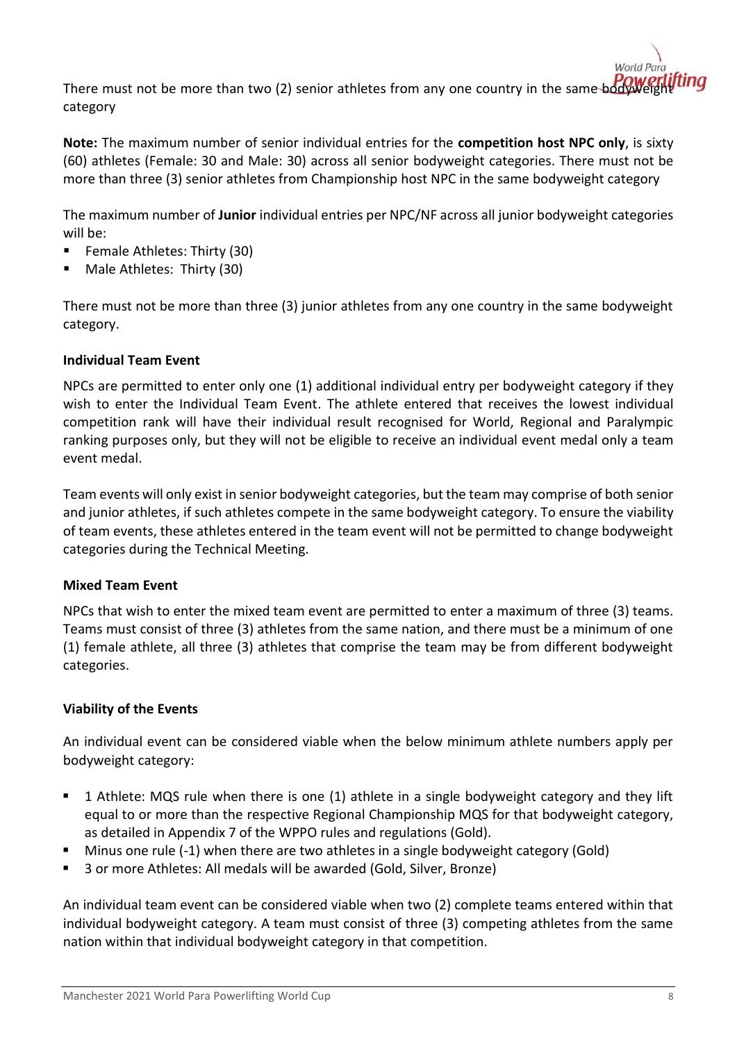There must not be more than two (2) senior athletes from any one country in the same bodyweight category

**Note:** The maximum number of senior individual entries for the **competition host NPC only**, is sixty (60) athletes (Female: 30 and Male: 30) across all senior bodyweight categories. There must not be more than three (3) senior athletes from Championship host NPC in the same bodyweight category

The maximum number of **Junior** individual entries per NPC/NF across all junior bodyweight categories will be:

- Female Athletes: Thirty (30)
- Male Athletes: Thirty (30)

There must not be more than three (3) junior athletes from any one country in the same bodyweight category.

**Individual Team Event**

NPCs are permitted to enter only one (1) additional individual entry per bodyweight category if they wish to enter the Individual Team Event. The athlete entered that receives the lowest individual competition rank will have their individual result recognised for World, Regional and Paralympic ranking purposes only, but they will not be eligible to receive an individual event medal only a team event medal.

Team events will only exist in senior bodyweight categories, but the team may comprise of both senior and junior athletes, if such athletes compete in the same bodyweight category. To ensure the viability of team events, these athletes entered in the team event will not be permitted to change bodyweight categories during the Technical Meeting.

**Mixed Team Event**

NPCs that wish to enter the mixed team event are permitted to enter a maximum of three (3) teams. Teams must consist of three (3) athletes from the same nation, and there must be a minimum of one (1) female athlete, all three (3) athletes that comprise the team may be from different bodyweight categories.

**Viability of the Events**

An individual event can be considered viable when the below minimum athlete numbers apply per bodyweight category:

- 1 Athlete: MQS rule when there is one (1) athlete in a single bodyweight category and they lift equal to or more than the respective Regional Championship MQS for that bodyweight category, as detailed in Appendix 7 of the WPPO rules and regulations (Gold).
- Minus one rule (-1) when there are two athletes in a single bodyweight category (Gold)
- 3 or more Athletes: All medals will be awarded (Gold, Silver, Bronze)

An individual team event can be considered viable when two (2) complete teams entered within that individual bodyweight category. A team must consist of three (3) competing athletes from the same nation within that individual bodyweight category in that competition.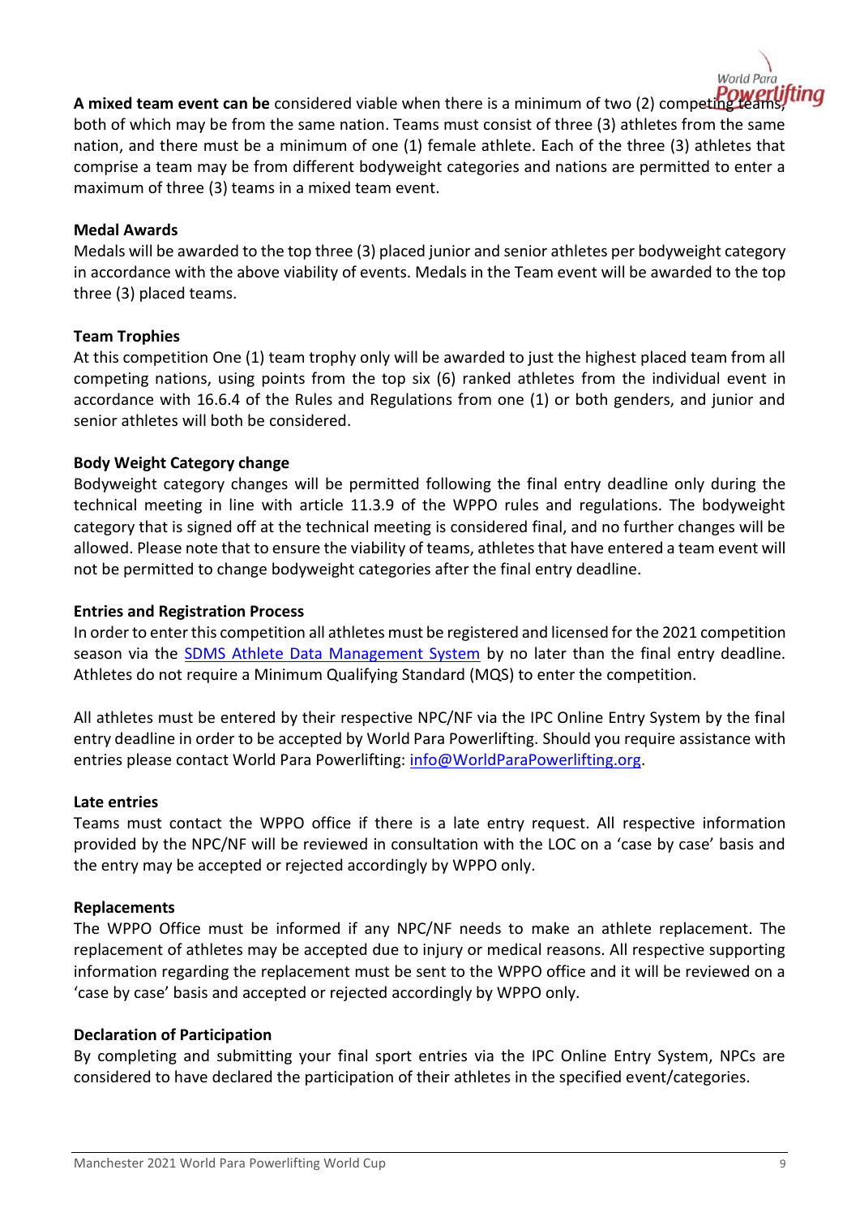**A mixed team event can be** considered viable when there is a minimum of two (2) competing teams, both of which may be from the same nation. Teams must consist of three (3) athletes from the same nation, and there must be a minimum of one (1) female athlete. Each of the three (3) athletes that comprise a team may be from different bodyweight categories and nations are permitted to enter a maximum of three (3) teams in a mixed team event.

**Medal Awards**

Medals will be awarded to the top three (3) placed junior and senior athletes per bodyweight category in accordance with the above viability of events. Medals in the Team event will be awarded to the top three (3) placed teams.

**Team Trophies**

At this competition One (1) team trophy only will be awarded to just the highest placed team from all competing nations, using points from the top six (6) ranked athletes from the individual event in accordance with 16.6.4 of the Rules and Regulations from one (1) or both genders, and junior and senior athletes will both be considered.

**Body Weight Category change**

Bodyweight category changes will be permitted following the final entry deadline only during the technical meeting in line with article 11.3.9 of the WPPO rules and regulations. The bodyweight category that is signed off at the technical meeting is considered final, and no further changes will be allowed. Please note that to ensure the viability of teams, athletes that have entered a team event will not be permitted to change bodyweight categories after the final entry deadline.

**Entries and Registration Process**

In order to enter this competition all athletes must be registered and licensed for the 2021 competition season via the SDMS Athlete Data Management System by no later than the final entry deadline. Athletes do not require a Minimum Qualifying Standard (MQS) to enter the competition.

All athletes must be entered by their respective NPC/NF via the IPC Online Entry System by the final entry deadline in order to be accepted by World Para Powerlifting. Should you require assistance with entries please contact World Para Powerlifting: info@WorldParaPowerlifting.org.

**Late entries**

Teams must contact the WPPO office if there is a late entry request. All respective information provided by the NPC/NF will be reviewed in consultation with the LOC on a 'case by case' basis and the entry may be accepted or rejected accordingly by WPPO only.

**Replacements**

The WPPO Office must be informed if any NPC/NF needs to make an athlete replacement. The replacement of athletes may be accepted due to injury or medical reasons. All respective supporting information regarding the replacement must be sent to the WPPO office and it will be reviewed on a 'case by case' basis and accepted or rejected accordingly by WPPO only.

**Declaration of Participation**

By completing and submitting your final sport entries via the IPC Online Entry System, NPCs are considered to have declared the participation of their athletes in the specified event/categories.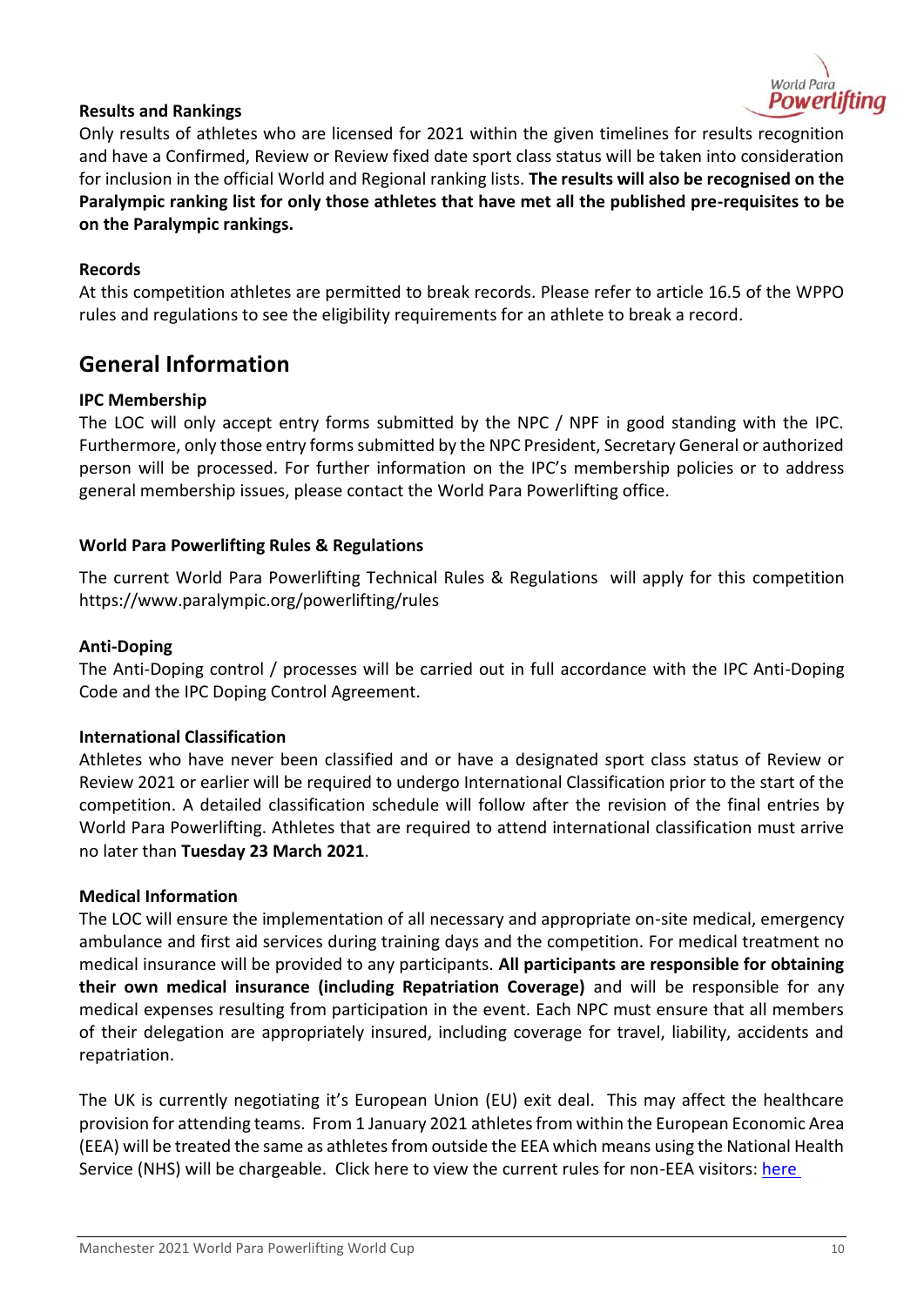### Results and Rankings

Only results of athletes who are licensed for 2021 within the given timelines for results recognition and have a Confirmed, Review or Review fixed date sport class status will be taken into consideration for inclusion in the official World and Regional ranking lists. **The results will also be recognised on the Paralympic ranking list for only those athletes that have met all the published pre-requisites to be on the Paralympic rankings.**

### Records

At this competition athletes are permitted to break records. Please refer to article 16.5 of the WPPO rules and regulations to see the eligibility requirements for an athlete to break a record.

## General Information

### IPC Membership

The LOC will only accept entry forms submitted by the NPC / NPF in good standing with the IPC. Furthermore, only those entry forms submitted by the NPC President, Secretary General or authorized person will be processed. For further information on the IPC's membership policies or to address general membership issues, please contact the World Para Powerlifting office.

### World Para Powerlifting Rules & Regulations

The current World Para Powerlifting Technical Rules & Regulations will apply for this competition https://www.paralympic.org/powerlifting/rules

### Anti-Doping

The Anti-Doping control / processes will be carried out in full accordance with the IPC Anti-Doping Code and the IPC Doping Control Agreement.

### International Classification

Athletes who have never been classified and or have a designated sport class status of Review or Review 2021 or earlier will be required to undergo International Classification prior to the start of the competition. A detailed classification schedule will follow after the revision of the final entries by World Para Powerlifting. Athletes that are required to attend international classification must arrive no later than **Tuesday 23 March 2021**.

### Medical Information

The LOC will ensure the implementation of all necessary and appropriate on-site medical, emergency ambulance and first aid services during training days and the competition. For medical treatment no medical insurance will be provided to any participants. **All participants are responsible for obtaining their own medical insurance (including Repatriation Coverage)** and will be responsible for any medical expenses resulting from participation in the event. Each NPC must ensure that all members of their delegation are appropriately insured, including coverage for travel, liability, accidents and repatriation.

The UK is currently negotiating it's European Union (EU) exit deal. This may affect the healthcare provision for attending teams. From 1 January 2021 athletes from within the European Economic Area (EEA) will be treated the same as athletes from outside the EEA which means using the National Health Service (NHS) will be chargeable. Click here to view the current rules for non-EEA visitors: here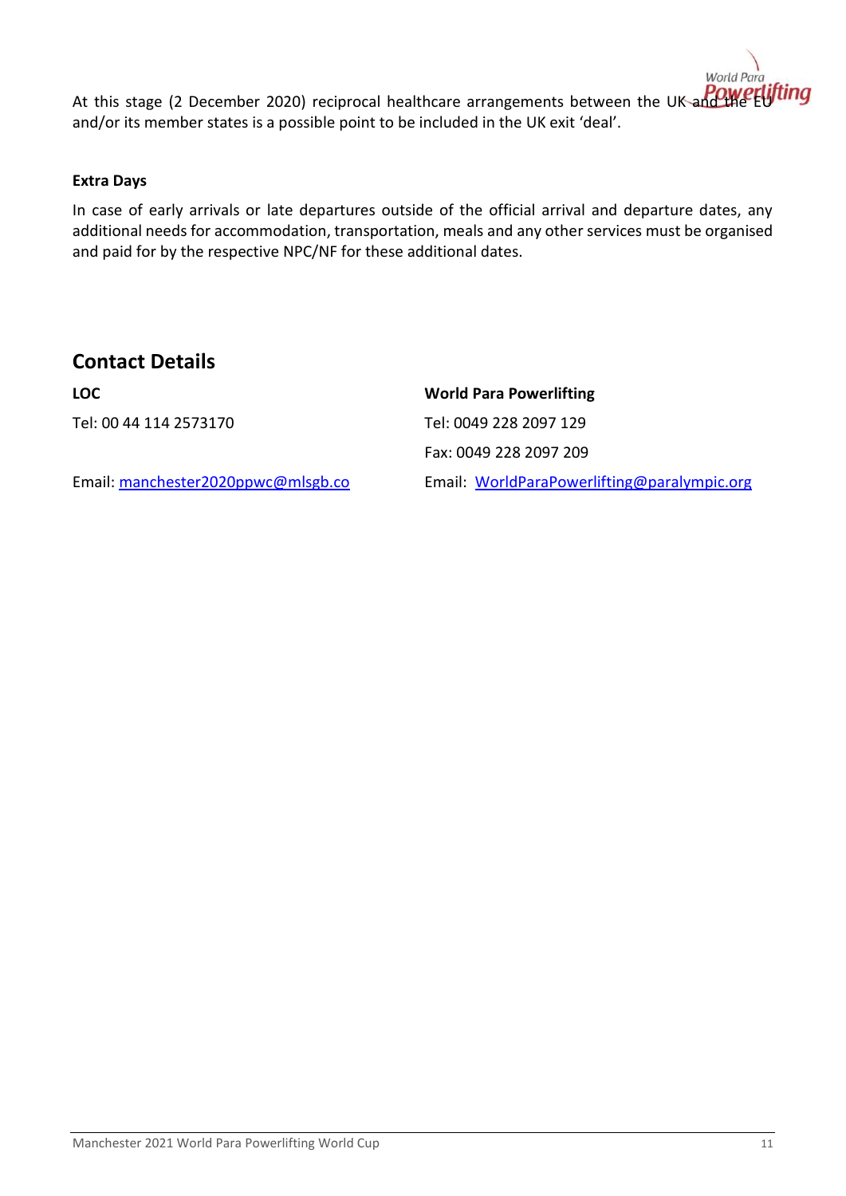At this stage (2 December 2020) reciprocal healthcare arrangements between the UK and the EU and/or its member states is a possible point to be included in the UK exit 'deal'.

**Extra Days**

In case of early arrivals or late departures outside of the official arrival and departure dates, any additional needs for accommodation, transportation, meals and any other services must be organised and paid for by the respective NPC/NF for these additional dates.

## Contact Details

**LOC**

Tel: 00 44 114 2573170

Email: manchester2020ppwc@mlsgb.co

**World Para Powerlifting**

Tel: 0049 228 2097 129

Fax: 0049 228 2097 209

Email: WorldParaPowerlifting@paralympic.org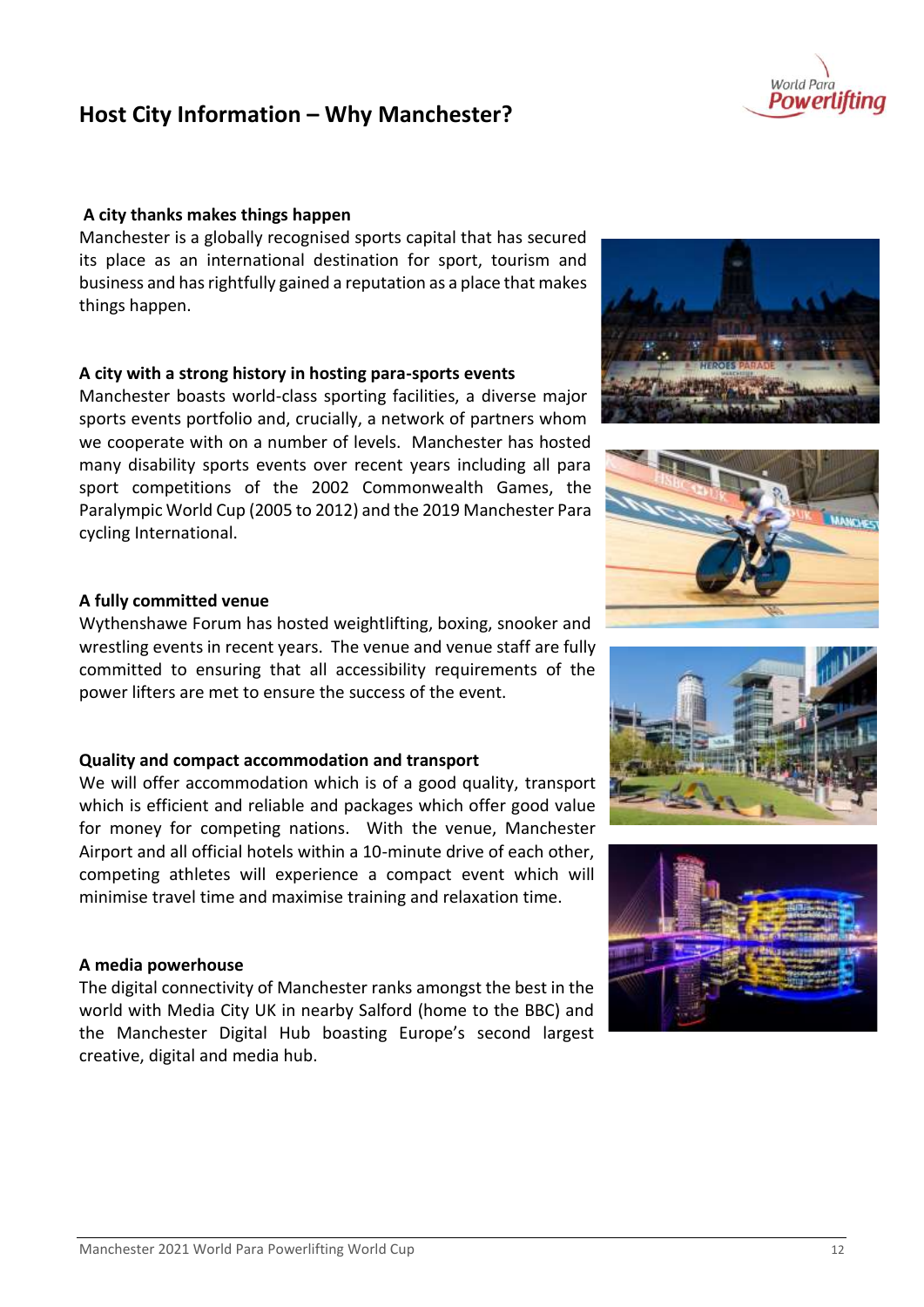## Host City Information – Why Manchester?

**A city thanks makes things happen**

Manchester is a globally recognised sports capital that has secured its place as an international destination for sport, tourism and business and has rightfully gained a reputation as a place that makes things happen.

**A city with a strong history in hosting para-sports events**

Manchester boasts world-class sporting facilities, a diverse major sports events portfolio and, crucially, a network of partners whom we cooperate with on a number of levels. Manchester has hosted many disability sports events over recent years including all para sport competitions of the 2002 Commonwealth Games, the Paralympic World Cup (2005 to 2012) and the 2019 Manchester Para cycling International.

**A fully committed venue**

Wythenshawe Forum has hosted weightlifting, boxing, snooker and wrestling events in recent years. The venue and venue staff are fully committed to ensuring that all accessibility requirements of the power lifters are met to ensure the success of the event.

**Quality and compact accommodation and transport**

We will offer accommodation which is of a good quality, transport which is efficient and reliable and packages which offer good value for money for competing nations. With the venue, Manchester Airport and all official hotels within a 10-minute drive of each other, competing athletes will experience a compact event which will minimise travel time and maximise training and relaxation time.

**A media powerhouse**

The digital connectivity of Manchester ranks amongst the best in the world with Media City UK in nearby Salford (home to the BBC) and the Manchester Digital Hub boasting Europe's second largest creative, digital and media hub.